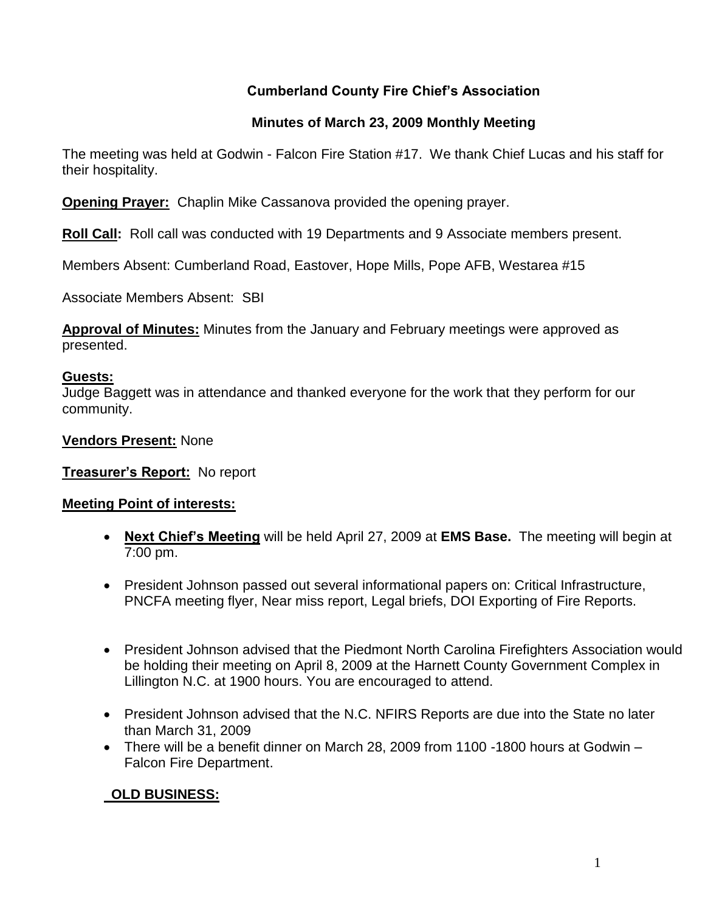# Cumberland County Fire Chief's Association

## Minutes of March 23, 2009 Monthly Meeting

The meeting was held at Godwin - Falcon Fire Station #17. We thank Chief Lucas and his staff for their hospitality.

**Opening Prayer:** Chaplin Mike Cassanova provided the opening prayer.

**Roll Call:** Roll call was conducted with 19 Departments and 9 Associate members present.

Members Absent: Cumberland Road, Eastover, Hope Mills, Pope AFB, Westarea #15

Associate Members Absent: SBI

**Approval of Minutes:** Minutes from the January and February meetings were approved as presented.

**Guests:**
Judge Baggett was in attendance and thanked everyone for the work that they perform for our community.

**Vendors Present:** None

**Treasurer's Report:** No report

**Meeting Point of interests:**

- **Next Chief's Meeting** will be held April 27, 2009 at **EMS Base.** The meeting will begin at 7:00 pm.
- President Johnson passed out several informational papers on: Critical Infrastructure, PNCFA meeting flyer, Near miss report, Legal briefs, DOI Exporting of Fire Reports.
- President Johnson advised that the Piedmont North Carolina Firefighters Association would be holding their meeting on April 8, 2009 at the Harnett County Government Complex in Lillington N.C. at 1900 hours. You are encouraged to attend.
- President Johnson advised that the N.C. NFIRS Reports are due into the State no later than March 31, 2009
- There will be a benefit dinner on March 28, 2009 from 1100 -1800 hours at Godwin – Falcon Fire Department.

**OLD BUSINESS:**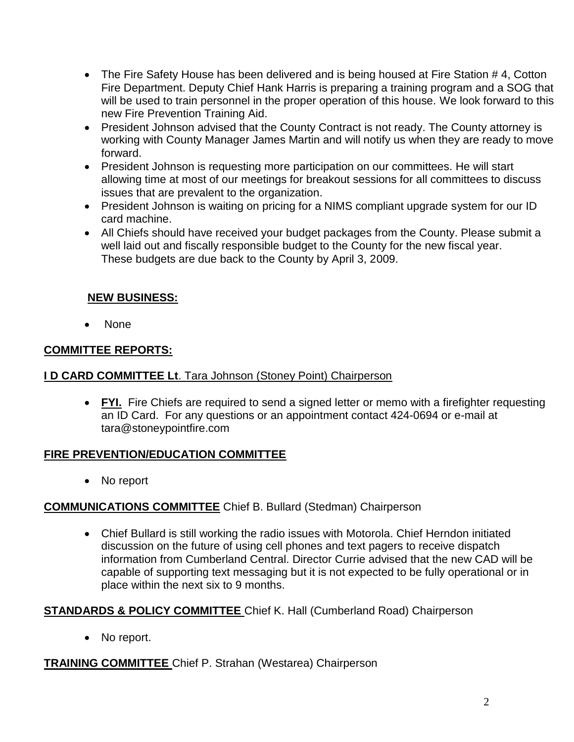- The Fire Safety House has been delivered and is being housed at Fire Station # 4, Cotton Fire Department. Deputy Chief Hank Harris is preparing a training program and a SOG that will be used to train personnel in the proper operation of this house. We look forward to this new Fire Prevention Training Aid.
- President Johnson advised that the County Contract is not ready. The County attorney is working with County Manager James Martin and will notify us when they are ready to move forward.
- President Johnson is requesting more participation on our committees. He will start allowing time at most of our meetings for breakout sessions for all committees to discuss issues that are prevalent to the organization.
- President Johnson is waiting on pricing for a NIMS compliant upgrade system for our ID card machine.
- All Chiefs should have received your budget packages from the County. Please submit a well laid out and fiscally responsible budget to the County for the new fiscal year. These budgets are due back to the County by April 3, 2009.

**NEW BUSINESS:**

- None

**COMMITTEE REPORTS:**

**I D CARD COMMITTEE Lt**. Tara Johnson (Stoney Point) Chairperson

- **FYI.** Fire Chiefs are required to send a signed letter or memo with a firefighter requesting an ID Card. For any questions or an appointment contact 424-0694 or e-mail at tara@stoneypointfire.com

**FIRE PREVENTION/EDUCATION COMMITTEE**

- No report

**COMMUNICATIONS COMMITTEE** Chief B. Bullard (Stedman) Chairperson

- Chief Bullard is still working the radio issues with Motorola. Chief Herndon initiated discussion on the future of using cell phones and text pagers to receive dispatch information from Cumberland Central. Director Currie advised that the new CAD will be capable of supporting text messaging but it is not expected to be fully operational or in place within the next six to 9 months.

**STANDARDS & POLICY COMMITTEE** Chief K. Hall (Cumberland Road) Chairperson

- No report.

**TRAINING COMMITTEE** Chief P. Strahan (Westarea) Chairperson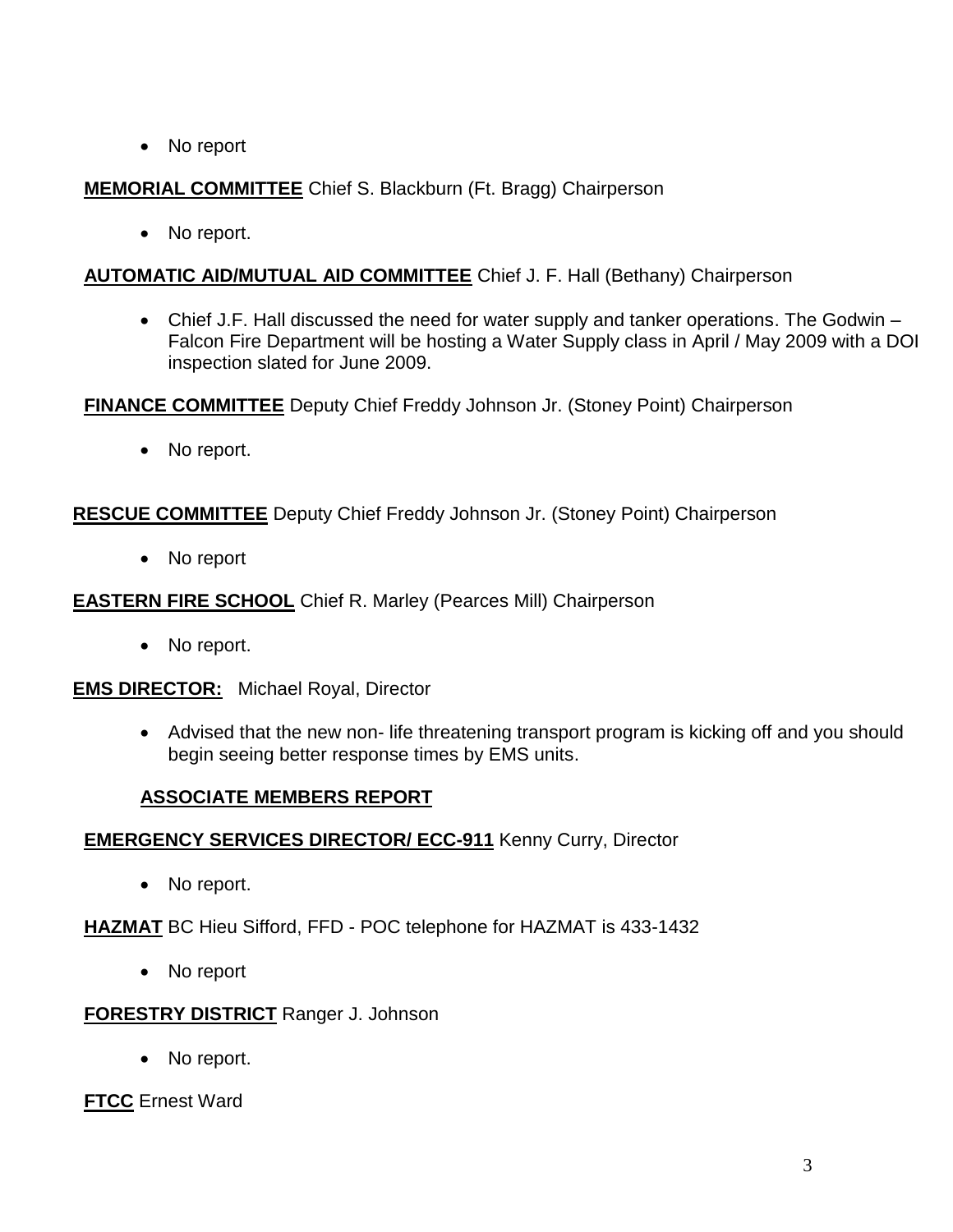- No report

**<u>MEMORIAL COMMITTEE</u>** Chief S. Blackburn (Ft. Bragg) Chairperson

- No report.

**<u>AUTOMATIC AID/MUTUAL AID COMMITTEE</u>** Chief J. F. Hall (Bethany) Chairperson

- Chief J.F. Hall discussed the need for water supply and tanker operations. The Godwin – Falcon Fire Department will be hosting a Water Supply class in April / May 2009 with a DOI inspection slated for June 2009.

**<u>FINANCE COMMITTEE</u>** Deputy Chief Freddy Johnson Jr. (Stoney Point) Chairperson

- No report.

**<u>RESCUE COMMITTEE</u>** Deputy Chief Freddy Johnson Jr. (Stoney Point) Chairperson

- No report

**<u>EASTERN FIRE SCHOOL</u>** Chief R. Marley (Pearces Mill) Chairperson

- No report.

**<u>EMS DIRECTOR:</u>** Michael Royal, Director

- Advised that the new non- life threatening transport program is kicking off and you should begin seeing better response times by EMS units.

## <u>ASSOCIATE MEMBERS REPORT</u>

**<u>EMERGENCY SERVICES DIRECTOR/ ECC-911</u>** Kenny Curry, Director

- No report.

**<u>HAZMAT</u>** BC Hieu Sifford, FFD - POC telephone for HAZMAT is 433-1432

- No report

**<u>FORESTRY DISTRICT</u>** Ranger J. Johnson

- No report.

**<u>FTCC</u>** Ernest Ward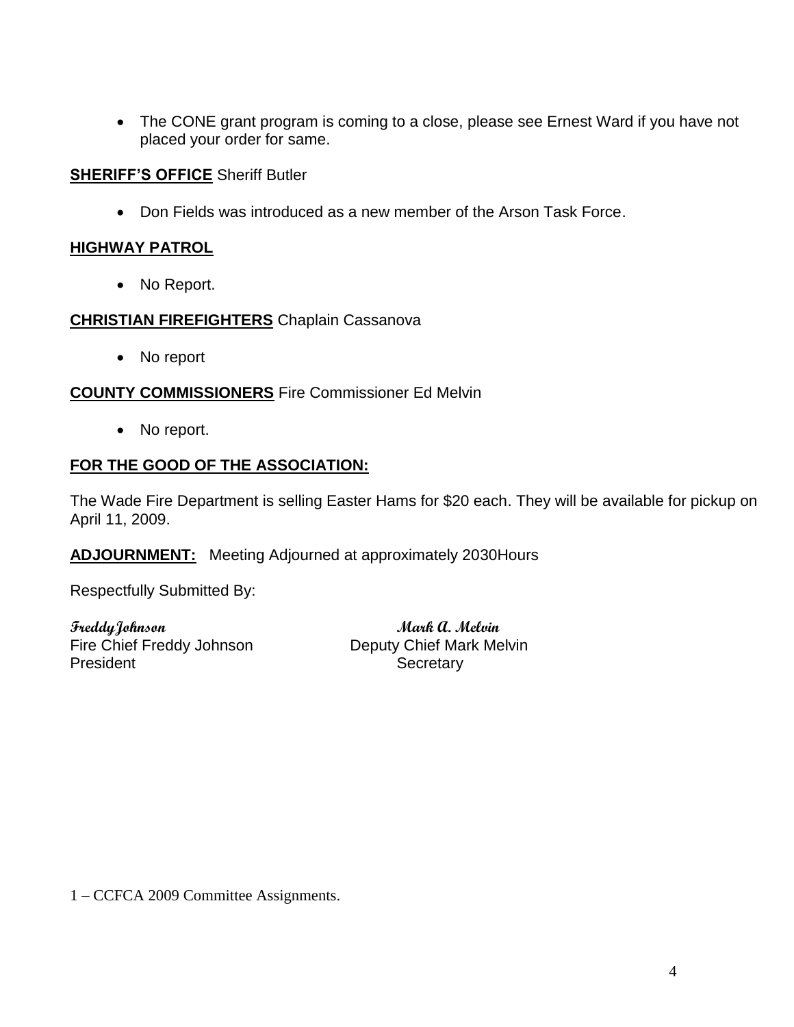- The CONE grant program is coming to a close, please see Ernest Ward if you have not placed your order for same.

**SHERIFF'S OFFICE** Sheriff Butler

- Don Fields was introduced as a new member of the Arson Task Force.

**HIGHWAY PATROL**

- No Report.

**CHRISTIAN FIREFIGHTERS** Chaplain Cassanova

- No report

**COUNTY COMMISSIONERS** Fire Commissioner Ed Melvin

- No report.

**FOR THE GOOD OF THE ASSOCIATION:**

The Wade Fire Department is selling Easter Hams for $20 each. They will be available for pickup on April 11, 2009.

**ADJOURNMENT:** Meeting Adjourned at approximately 2030Hours

Respectfully Submitted By:

*Freddy Johnson*
Fire Chief Freddy Johnson
President

*Mark A. Melvin*
Deputy Chief Mark Melvin
Secretary

1 – CCFCA 2009 Committee Assignments.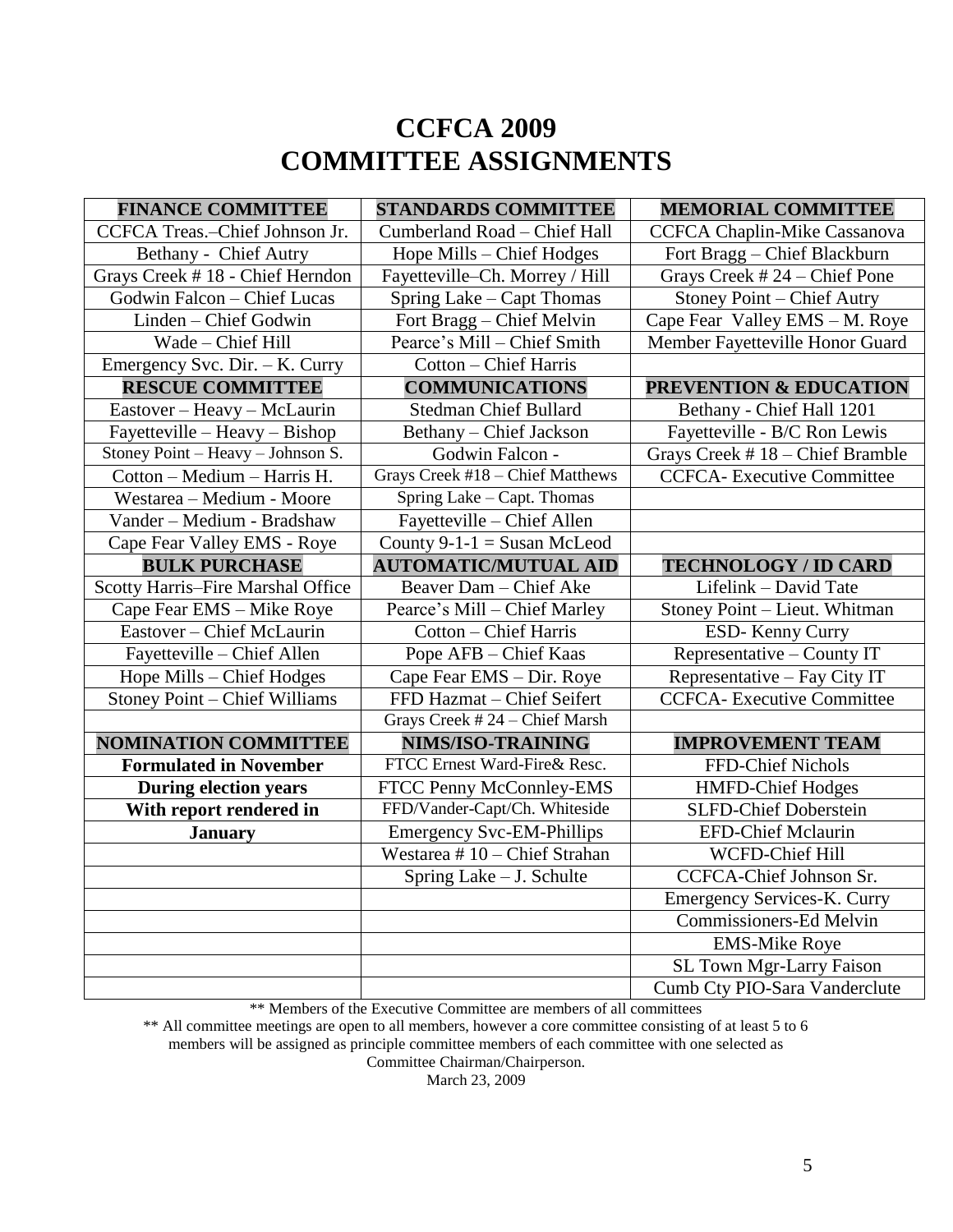# CCFCA 2009
# COMMITTEE ASSIGNMENTS

| **FINANCE COMMITTEE** | **STANDARDS COMMITTEE** | **MEMORIAL COMMITTEE** |
|---|---|---|
| CCFCA Treas.–Chief Johnson Jr. | Cumberland Road – Chief Hall | CCFCA Chaplin-Mike Cassanova |
| Bethany - Chief Autry | Hope Mills – Chief Hodges | Fort Bragg – Chief Blackburn |
| Grays Creek # 18 - Chief Herndon | Fayetteville–Ch. Morrey / Hill | Grays Creek # 24 – Chief Pone |
| Godwin Falcon – Chief Lucas | Spring Lake – Capt Thomas | Stoney Point – Chief Autry |
| Linden – Chief Godwin | Fort Bragg – Chief Melvin | Cape Fear Valley EMS – M. Roye |
| Wade – Chief Hill | Pearce's Mill – Chief Smith | Member Fayetteville Honor Guard |
| Emergency Svc. Dir. – K. Curry | Cotton – Chief Harris | |
| **RESCUE COMMITTEE** | **COMMUNICATIONS** | **PREVENTION & EDUCATION** |
| Eastover – Heavy – McLaurin | Stedman Chief Bullard | Bethany - Chief Hall 1201 |
| Fayetteville – Heavy – Bishop | Bethany – Chief Jackson | Fayetteville - B/C Ron Lewis |
| Stoney Point – Heavy – Johnson S. | Godwin Falcon - | Grays Creek # 18 – Chief Bramble |
| Cotton – Medium – Harris H. | Grays Creek #18 – Chief Matthews | CCFCA- Executive Committee |
| Westarea – Medium - Moore | Spring Lake – Capt. Thomas | |
| Vander – Medium - Bradshaw | Fayetteville – Chief Allen | |
| Cape Fear Valley EMS - Roye | County 9-1-1 = Susan McLeod | |
| **BULK PURCHASE** | **AUTOMATIC/MUTUAL AID** | **TECHNOLOGY / ID CARD** |
| Scotty Harris–Fire Marshal Office | Beaver Dam – Chief Ake | Lifelink – David Tate |
| Cape Fear EMS – Mike Roye | Pearce's Mill – Chief Marley | Stoney Point – Lieut. Whitman |
| Eastover – Chief McLaurin | Cotton – Chief Harris | ESD- Kenny Curry |
| Fayetteville – Chief Allen | Pope AFB – Chief Kaas | Representative – County IT |
| Hope Mills – Chief Hodges | Cape Fear EMS – Dir. Roye | Representative – Fay City IT |
| Stoney Point – Chief Williams | FFD Hazmat – Chief Seifert | CCFCA- Executive Committee |
| | Grays Creek # 24 – Chief Marsh | |
| **NOMINATION COMMITTEE** | **NIMS/ISO-TRAINING** | **IMPROVEMENT TEAM** |
| **Formulated in November** | FTCC Ernest Ward-Fire& Resc. | FFD-Chief Nichols |
| **During election years** | FTCC Penny McConnley-EMS | HMFD-Chief Hodges |
| **With report rendered in** | FFD/Vander-Capt/Ch. Whiteside | SLFD-Chief Doberstein |
| **January** | Emergency Svc-EM-Phillips | EFD-Chief Mclaurin |
| | Westarea # 10 – Chief Strahan | WCFD-Chief Hill |
| | Spring Lake – J. Schulte | CCFCA-Chief Johnson Sr. |
| | | Emergency Services-K. Curry |
| | | Commissioners-Ed Melvin |
| | | EMS-Mike Roye |
| | | SL Town Mgr-Larry Faison |
| | | Cumb Cty PIO-Sara Vanderclute |

** Members of the Executive Committee are members of all committees

** All committee meetings are open to all members, however a core committee consisting of at least 5 to 6 members will be assigned as principle committee members of each committee with one selected as Committee Chairman/Chairperson.

March 23, 2009